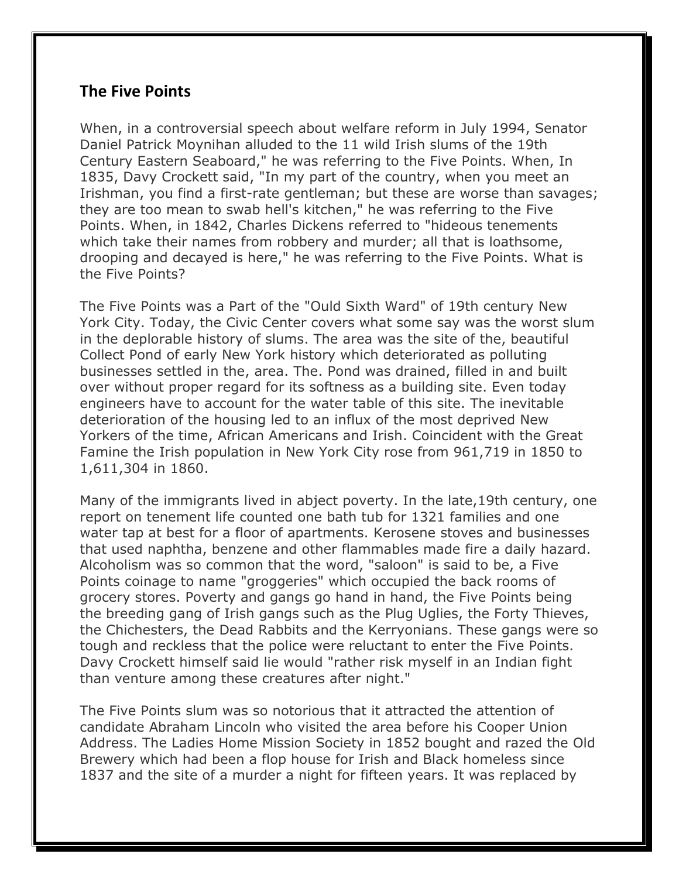## The Five Points

When, in a controversial speech about welfare reform in July 1994, Senator Daniel Patrick Moynihan alluded to the 11 wild Irish slums of the 19th Century Eastern Seaboard," he was referring to the Five Points. When, In 1835, Davy Crockett said, "In my part of the country, when you meet an Irishman, you find a first-rate gentleman; but these are worse than savages; they are too mean to swab hell's kitchen," he was referring to the Five Points. When, in 1842, Charles Dickens referred to "hideous tenements which take their names from robbery and murder; all that is loathsome, drooping and decayed is here," he was referring to the Five Points. What is the Five Points?

The Five Points was a Part of the "Ould Sixth Ward" of 19th century New York City. Today, the Civic Center covers what some say was the worst slum in the deplorable history of slums. The area was the site of the, beautiful Collect Pond of early New York history which deteriorated as polluting businesses settled in the, area. The. Pond was drained, filled in and built over without proper regard for its softness as a building site. Even today engineers have to account for the water table of this site. The inevitable deterioration of the housing led to an influx of the most deprived New Yorkers of the time, African Americans and Irish. Coincident with the Great Famine the Irish population in New York City rose from 961,719 in 1850 to 1,611,304 in 1860.

Many of the immigrants lived in abject poverty. In the late,19th century, one report on tenement life counted one bath tub for 1321 families and one water tap at best for a floor of apartments. Kerosene stoves and businesses that used naphtha, benzene and other flammables made fire a daily hazard. Alcoholism was so common that the word, "saloon" is said to be, a Five Points coinage to name "groggeries" which occupied the back rooms of grocery stores. Poverty and gangs go hand in hand, the Five Points being the breeding gang of Irish gangs such as the Plug Uglies, the Forty Thieves, the Chichesters, the Dead Rabbits and the Kerryonians. These gangs were so tough and reckless that the police were reluctant to enter the Five Points. Davy Crockett himself said lie would "rather risk myself in an Indian fight than venture among these creatures after night."

The Five Points slum was so notorious that it attracted the attention of candidate Abraham Lincoln who visited the area before his Cooper Union Address. The Ladies Home Mission Society in 1852 bought and razed the Old Brewery which had been a flop house for Irish and Black homeless since 1837 and the site of a murder a night for fifteen years. It was replaced by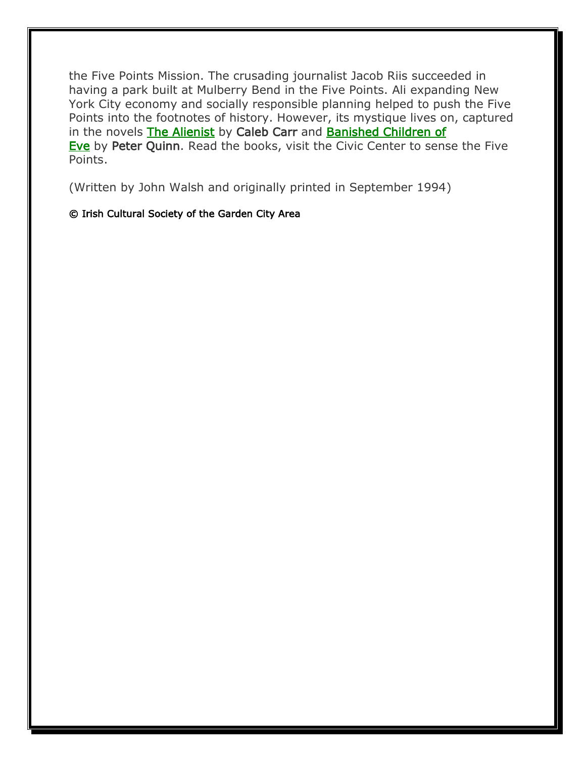the Five Points Mission. The crusading journalist Jacob Riis succeeded in having a park built at Mulberry Bend in the Five Points. Ali expanding New York City economy and socially responsible planning helped to push the Five Points into the footnotes of history. However, its mystique lives on, captured in the novels The Alienist by Caleb Carr and Banished Children of Eve by Peter Quinn. Read the books, visit the Civic Center to sense the Five Points.

(Written by John Walsh and originally printed in September 1994)

© Irish Cultural Society of the Garden City Area